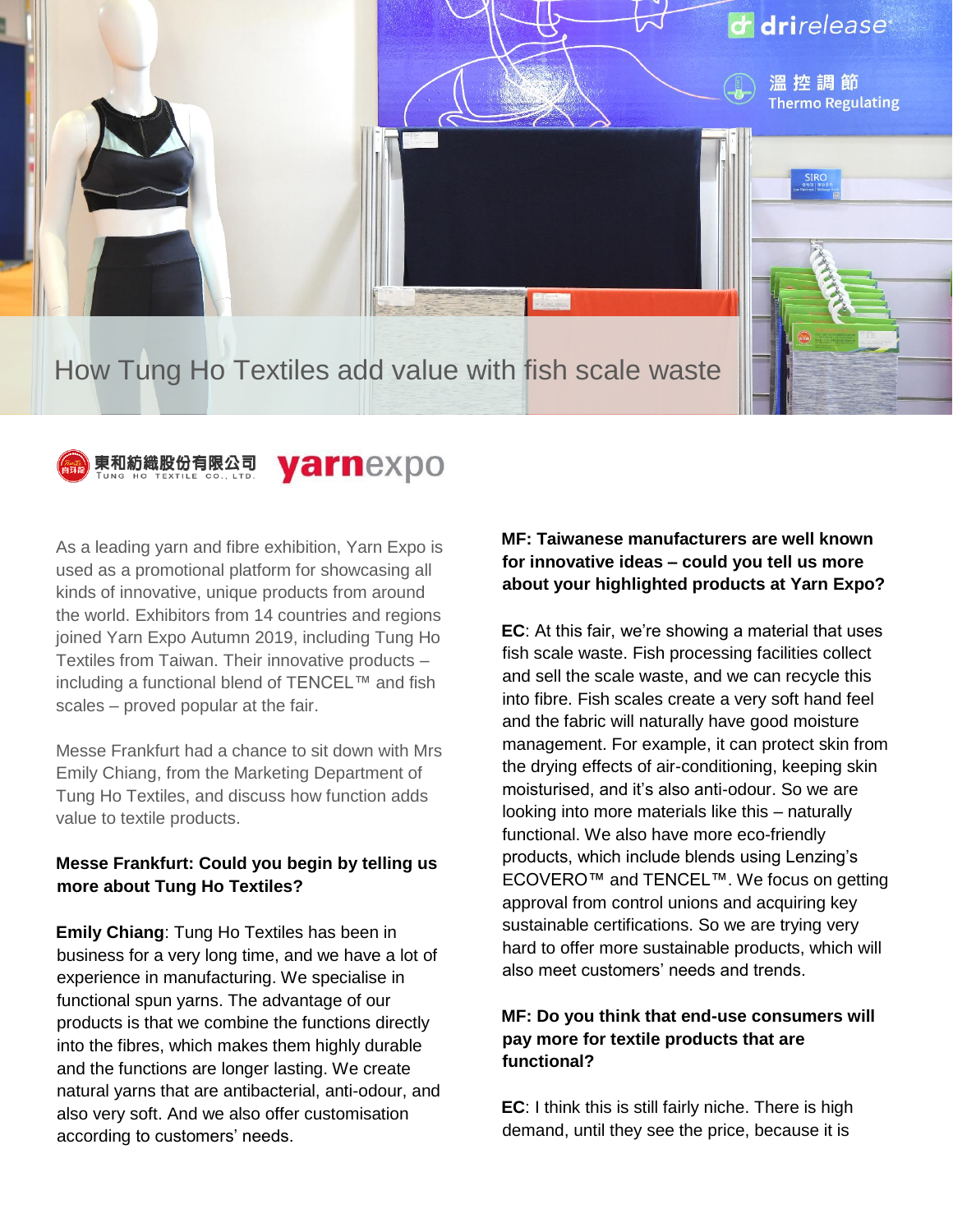# How Tung Ho Textiles add value with fish scale waste

東和紡織股份有限公司 TUNG HO TEXTILE CO., LTD. yarnexpo

As a leading yarn and fibre exhibition, Yarn Expo is used as a promotional platform for showcasing all kinds of innovative, unique products from around the world. Exhibitors from 14 countries and regions joined Yarn Expo Autumn 2019, including Tung Ho Textiles from Taiwan. Their innovative products – including a functional blend of TENCEL™ and fish scales – proved popular at the fair.

Messe Frankfurt had a chance to sit down with Mrs Emily Chiang, from the Marketing Department of Tung Ho Textiles, and discuss how function adds value to textile products.

**Messe Frankfurt: Could you begin by telling us more about Tung Ho Textiles?**

**Emily Chiang**: Tung Ho Textiles has been in business for a very long time, and we have a lot of experience in manufacturing. We specialise in functional spun yarns. The advantage of our products is that we combine the functions directly into the fibres, which makes them highly durable and the functions are longer lasting. We create natural yarns that are antibacterial, anti-odour, and also very soft. And we also offer customisation according to customers' needs.

**MF: Taiwanese manufacturers are well known for innovative ideas – could you tell us more about your highlighted products at Yarn Expo?**

**EC**: At this fair, we're showing a material that uses fish scale waste. Fish processing facilities collect and sell the scale waste, and we can recycle this into fibre. Fish scales create a very soft hand feel and the fabric will naturally have good moisture management. For example, it can protect skin from the drying effects of air-conditioning, keeping skin moisturised, and it's also anti-odour. So we are looking into more materials like this – naturally functional. We also have more eco-friendly products, which include blends using Lenzing's ECOVERO™ and TENCEL™. We focus on getting approval from control unions and acquiring key sustainable certifications. So we are trying very hard to offer more sustainable products, which will also meet customers' needs and trends.

**MF: Do you think that end-use consumers will pay more for textile products that are functional?**

**EC**: I think this is still fairly niche. There is high demand, until they see the price, because it is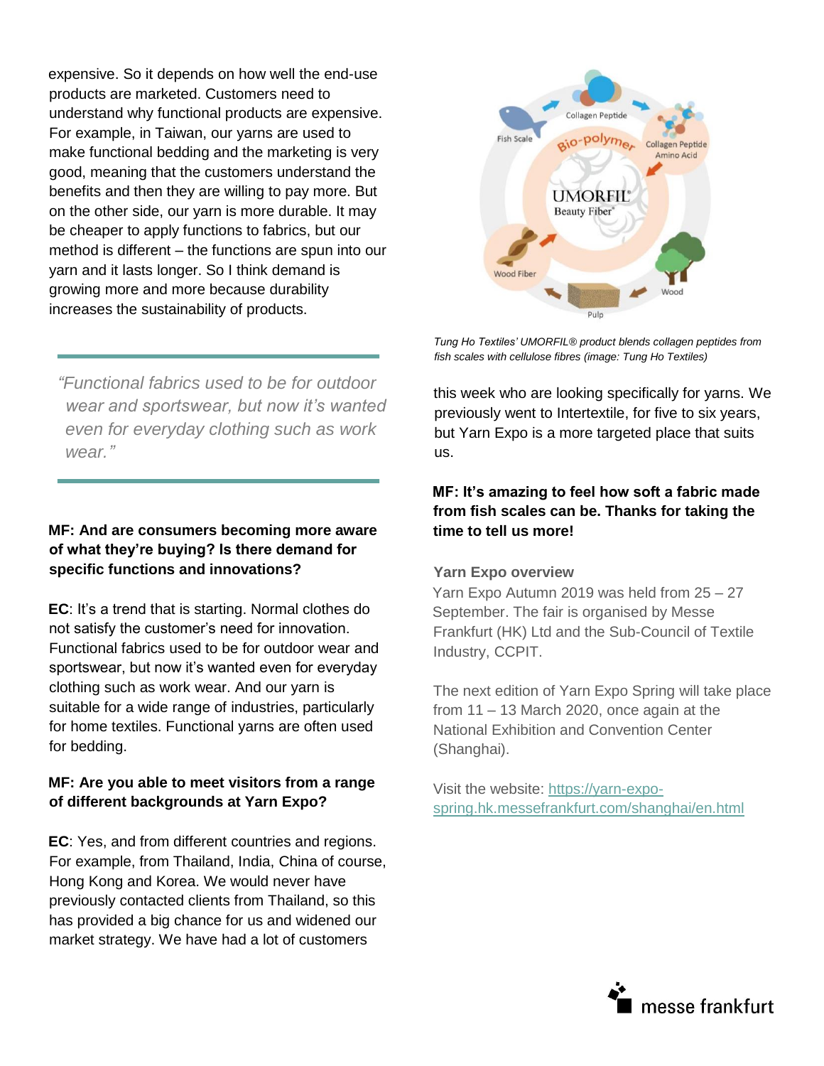expensive. So it depends on how well the end-use products are marketed. Customers need to understand why functional products are expensive. For example, in Taiwan, our yarns are used to make functional bedding and the marketing is very good, meaning that the customers understand the benefits and then they are willing to pay more. But on the other side, our yarn is more durable. It may be cheaper to apply functions to fabrics, but our method is different – the functions are spun into our yarn and it lasts longer. So I think demand is growing more and more because durability increases the sustainability of products.

> *"Functional fabrics used to be for outdoor wear and sportswear, but now it's wanted even for everyday clothing such as work wear."*

**MF: And are consumers becoming more aware of what they're buying? Is there demand for specific functions and innovations?**

**EC**: It's a trend that is starting. Normal clothes do not satisfy the customer's need for innovation. Functional fabrics used to be for outdoor wear and sportswear, but now it's wanted even for everyday clothing such as work wear. And our yarn is suitable for a wide range of industries, particularly for home textiles. Functional yarns are often used for bedding.

**MF: Are you able to meet visitors from a range of different backgrounds at Yarn Expo?**

**EC**: Yes, and from different countries and regions. For example, from Thailand, India, China of course, Hong Kong and Korea. We would never have previously contacted clients from Thailand, so this has provided a big chance for us and widened our market strategy. We have had a lot of customers this week who are looking specifically for yarns. We previously went to Intertextile, for five to six years, but Yarn Expo is a more targeted place that suits us.

Collagen Peptide
Fish Scale
Bio-polymer
Collagen Peptide
Amino Acid
UMORFIL®
Beauty Fiber®
Wood Fiber
Wood
Pulp

*Tung Ho Textiles' UMORFIL® product blends collagen peptides from fish scales with cellulose fibres (image: Tung Ho Textiles)*

**MF: It's amazing to feel how soft a fabric made from fish scales can be. Thanks for taking the time to tell us more!**

### Yarn Expo overview

Yarn Expo Autumn 2019 was held from 25 – 27 September. The fair is organised by Messe Frankfurt (HK) Ltd and the Sub-Council of Textile Industry, CCPIT.

The next edition of Yarn Expo Spring will take place from 11 – 13 March 2020, once again at the National Exhibition and Convention Center (Shanghai).

Visit the website: [https://yarn-expo-spring.hk.messefrankfurt.com/shanghai/en.html](https://yarn-expo-spring.hk.messefrankfurt.com/shanghai/en.html)